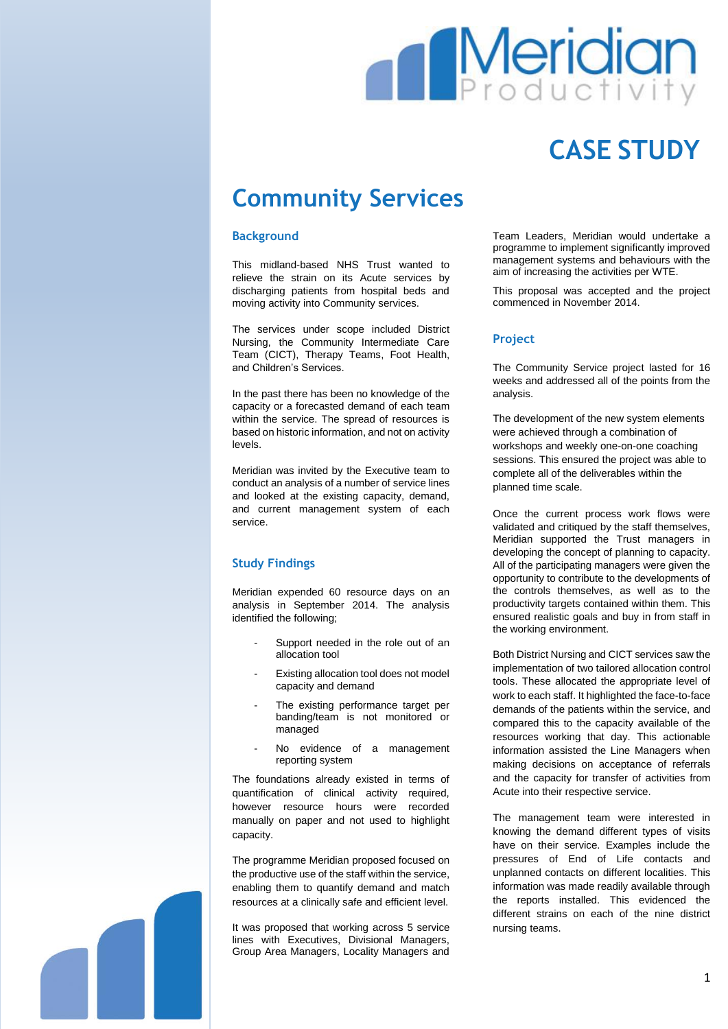Meridian Productivity

# CASE STUDY

## Community Services

### Background

This midland-based NHS Trust wanted to relieve the strain on its Acute services by discharging patients from hospital beds and moving activity into Community services.

The services under scope included District Nursing, the Community Intermediate Care Team (CICT), Therapy Teams, Foot Health, and Children's Services.

In the past there has been no knowledge of the capacity or a forecasted demand of each team within the service. The spread of resources is based on historic information, and not on activity levels.

Meridian was invited by the Executive team to conduct an analysis of a number of service lines and looked at the existing capacity, demand, and current management system of each service.

### Study Findings

Meridian expended 60 resource days on an analysis in September 2014. The analysis identified the following;

- Support needed in the role out of an allocation tool
- Existing allocation tool does not model capacity and demand
- The existing performance target per banding/team is not monitored or managed
- No evidence of a management reporting system

The foundations already existed in terms of quantification of clinical activity required, however resource hours were recorded manually on paper and not used to highlight capacity.

The programme Meridian proposed focused on the productive use of the staff within the service, enabling them to quantify demand and match resources at a clinically safe and efficient level.

It was proposed that working across 5 service lines with Executives, Divisional Managers, Group Area Managers, Locality Managers and Team Leaders, Meridian would undertake a programme to implement significantly improved management systems and behaviours with the aim of increasing the activities per WTE.

This proposal was accepted and the project commenced in November 2014.

### Project

The Community Service project lasted for 16 weeks and addressed all of the points from the analysis.

The development of the new system elements were achieved through a combination of workshops and weekly one-on-one coaching sessions. This ensured the project was able to complete all of the deliverables within the planned time scale.

Once the current process work flows were validated and critiqued by the staff themselves, Meridian supported the Trust managers in developing the concept of planning to capacity. All of the participating managers were given the opportunity to contribute to the developments of the controls themselves, as well as to the productivity targets contained within them. This ensured realistic goals and buy in from staff in the working environment.

Both District Nursing and CICT services saw the implementation of two tailored allocation control tools. These allocated the appropriate level of work to each staff. It highlighted the face-to-face demands of the patients within the service, and compared this to the capacity available of the resources working that day. This actionable information assisted the Line Managers when making decisions on acceptance of referrals and the capacity for transfer of activities from Acute into their respective service.

The management team were interested in knowing the demand different types of visits have on their service. Examples include the pressures of End of Life contacts and unplanned contacts on different localities. This information was made readily available through the reports installed. This evidenced the different strains on each of the nine district nursing teams.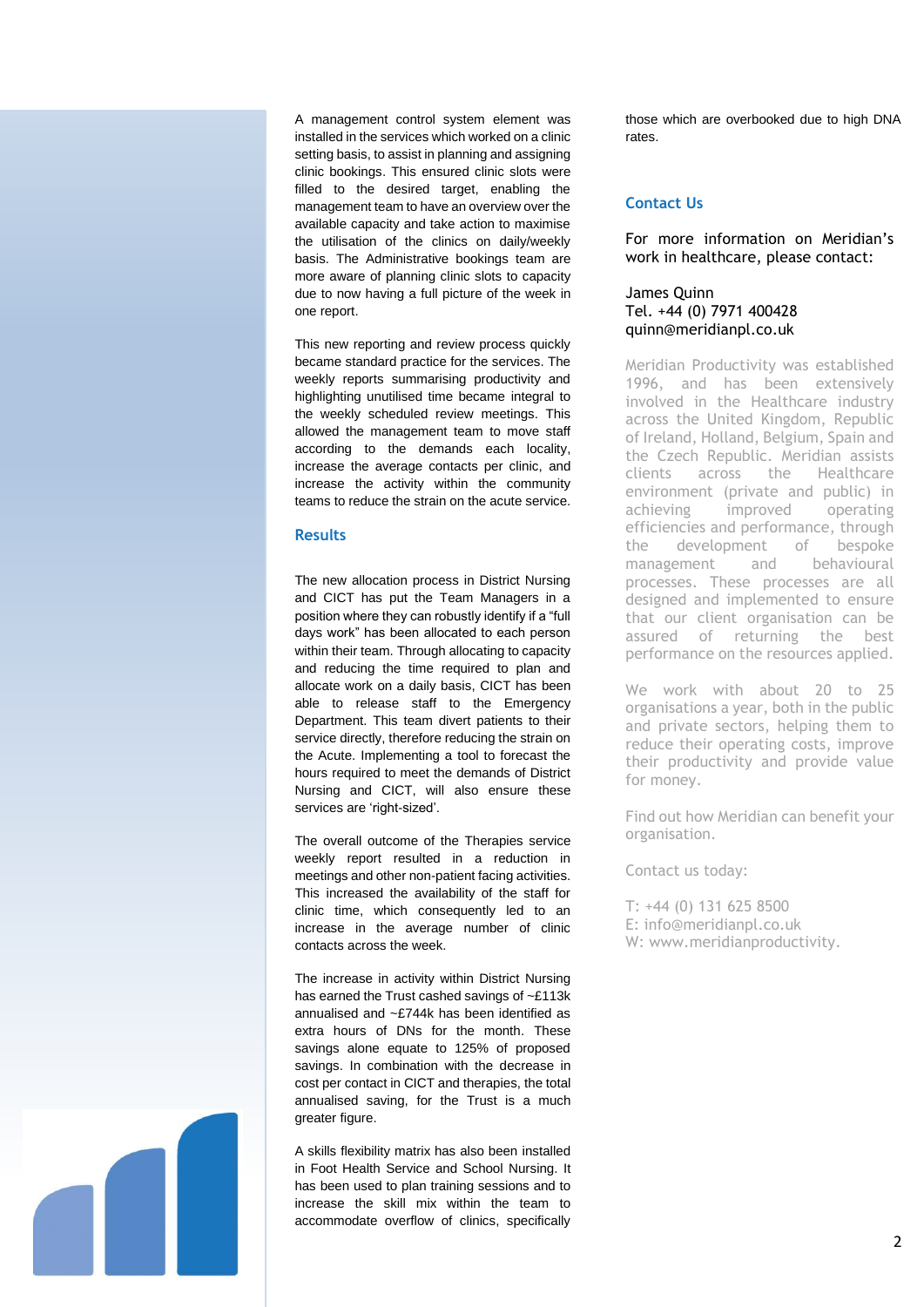A management control system element was installed in the services which worked on a clinic setting basis, to assist in planning and assigning clinic bookings. This ensured clinic slots were filled to the desired target, enabling the management team to have an overview over the available capacity and take action to maximise the utilisation of the clinics on daily/weekly basis. The Administrative bookings team are more aware of planning clinic slots to capacity due to now having a full picture of the week in one report.

This new reporting and review process quickly became standard practice for the services. The weekly reports summarising productivity and highlighting unutilised time became integral to the weekly scheduled review meetings. This allowed the management team to move staff according to the demands each locality, increase the average contacts per clinic, and increase the activity within the community teams to reduce the strain on the acute service.

## Results

The new allocation process in District Nursing and CICT has put the Team Managers in a position where they can robustly identify if a "full days work" has been allocated to each person within their team. Through allocating to capacity and reducing the time required to plan and allocate work on a daily basis, CICT has been able to release staff to the Emergency Department. This team divert patients to their service directly, therefore reducing the strain on the Acute. Implementing a tool to forecast the hours required to meet the demands of District Nursing and CICT, will also ensure these services are 'right-sized'.

The overall outcome of the Therapies service weekly report resulted in a reduction in meetings and other non-patient facing activities. This increased the availability of the staff for clinic time, which consequently led to an increase in the average number of clinic contacts across the week.

The increase in activity within District Nursing has earned the Trust cashed savings of ~£113k annualised and ~£744k has been identified as extra hours of DNs for the month. These savings alone equate to 125% of proposed savings. In combination with the decrease in cost per contact in CICT and therapies, the total annualised saving, for the Trust is a much greater figure.

A skills flexibility matrix has also been installed in Foot Health Service and School Nursing. It has been used to plan training sessions and to increase the skill mix within the team to accommodate overflow of clinics, specifically those which are overbooked due to high DNA rates.

## Contact Us

For more information on Meridian's work in healthcare, please contact:

James Quinn
Tel. +44 (0) 7971 400428
quinn@meridianpl.co.uk

Meridian Productivity was established 1996, and has been extensively involved in the Healthcare industry across the United Kingdom, Republic of Ireland, Holland, Belgium, Spain and the Czech Republic. Meridian assists clients across the Healthcare environment (private and public) in achieving improved operating efficiencies and performance, through the development of bespoke management and behavioural processes. These processes are all designed and implemented to ensure that our client organisation can be assured of returning the best performance on the resources applied.

We work with about 20 to 25 organisations a year, both in the public and private sectors, helping them to reduce their operating costs, improve their productivity and provide value for money.

Find out how Meridian can benefit your organisation.

Contact us today:

T: +44 (0) 131 625 8500
E: info@meridianpl.co.uk
W: www.meridianproductivity.